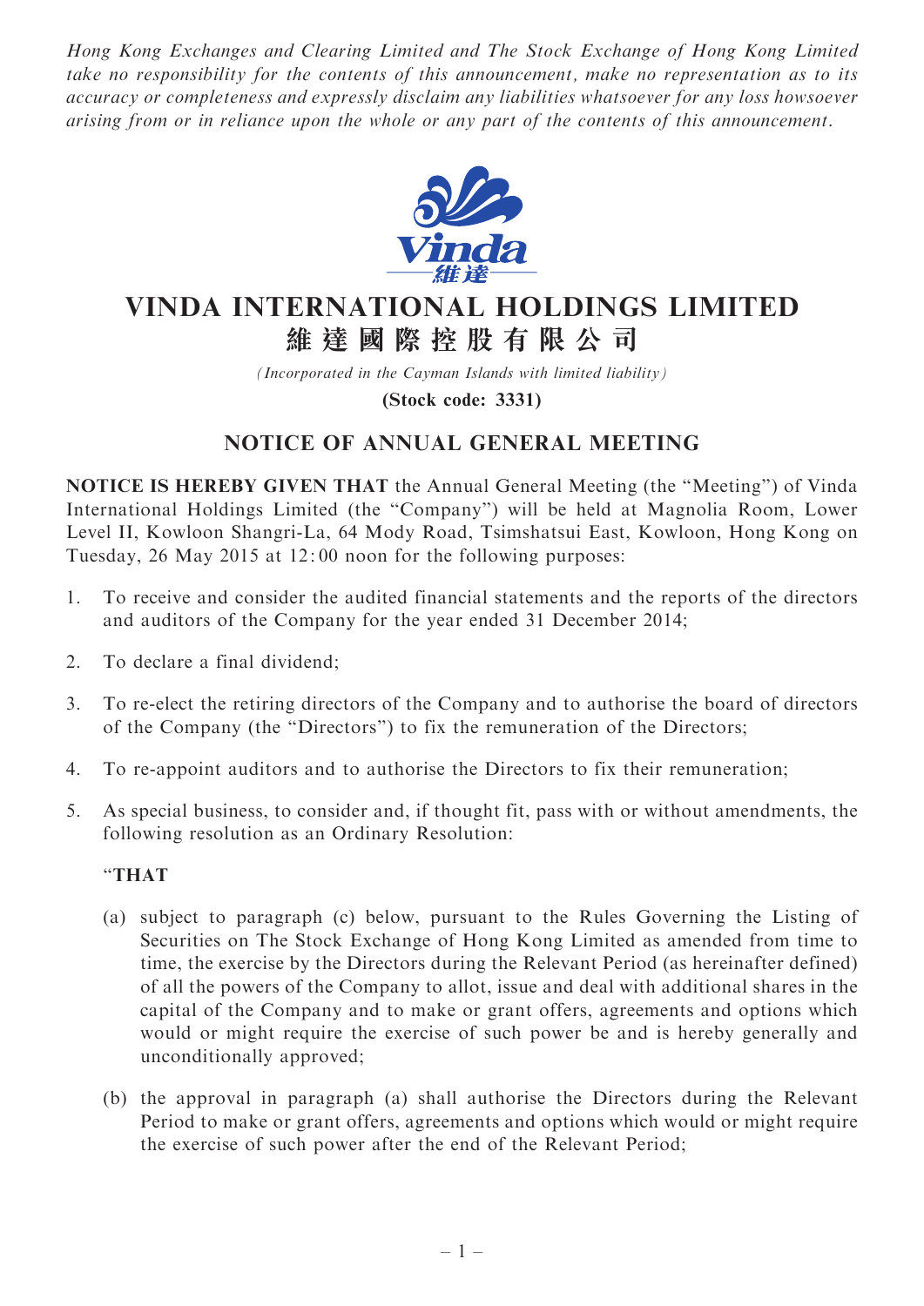*Hong Kong Exchanges and Clearing Limited and The Stock Exchange of Hong Kong Limited take no responsibility for the contents of this announcement, make no representation as to its accuracy or completeness and expressly disclaim any liabilities whatsoever for any loss howsoever arising from or in reliance upon the whole or any part of the contents of this announcement.*

# VINDA INTERNATIONAL HOLDINGS LIMITED
# 維達國際控股有限公司

*(Incorporated in the Cayman Islands with limited liability)*

**(Stock code: 3331)**

## NOTICE OF ANNUAL GENERAL MEETING

**NOTICE IS HEREBY GIVEN THAT** the Annual General Meeting (the "Meeting") of Vinda International Holdings Limited (the "Company") will be held at Magnolia Room, Lower Level II, Kowloon Shangri-La, 64 Mody Road, Tsimshatsui East, Kowloon, Hong Kong on Tuesday, 26 May 2015 at 12:00 noon for the following purposes:

1. To receive and consider the audited financial statements and the reports of the directors and auditors of the Company for the year ended 31 December 2014;

2. To declare a final dividend;

3. To re-elect the retiring directors of the Company and to authorise the board of directors of the Company (the "Directors") to fix the remuneration of the Directors;

4. To re-appoint auditors and to authorise the Directors to fix their remuneration;

5. As special business, to consider and, if thought fit, pass with or without amendments, the following resolution as an Ordinary Resolution:

   "**THAT**

   (a) subject to paragraph (c) below, pursuant to the Rules Governing the Listing of Securities on The Stock Exchange of Hong Kong Limited as amended from time to time, the exercise by the Directors during the Relevant Period (as hereinafter defined) of all the powers of the Company to allot, issue and deal with additional shares in the capital of the Company and to make or grant offers, agreements and options which would or might require the exercise of such power be and is hereby generally and unconditionally approved;

   (b) the approval in paragraph (a) shall authorise the Directors during the Relevant Period to make or grant offers, agreements and options which would or might require the exercise of such power after the end of the Relevant Period;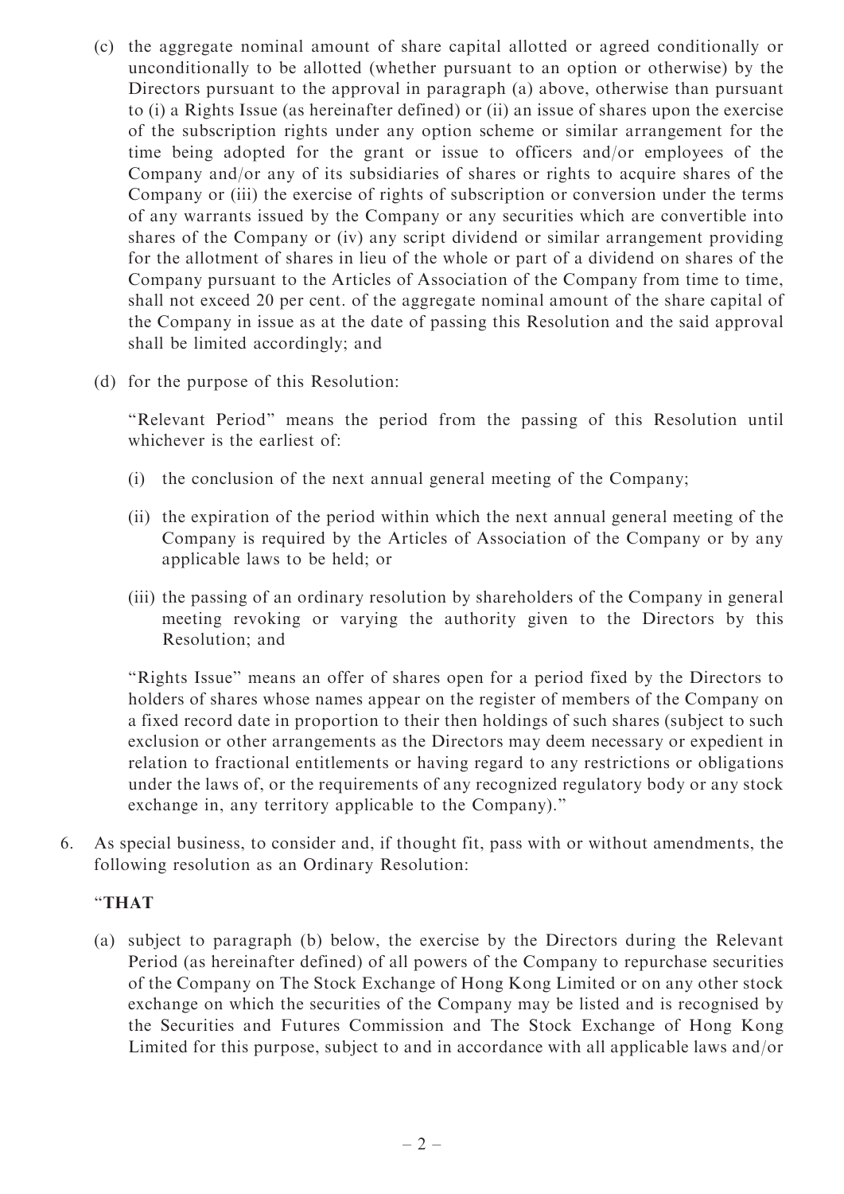(c) the aggregate nominal amount of share capital allotted or agreed conditionally or unconditionally to be allotted (whether pursuant to an option or otherwise) by the Directors pursuant to the approval in paragraph (a) above, otherwise than pursuant to (i) a Rights Issue (as hereinafter defined) or (ii) an issue of shares upon the exercise of the subscription rights under any option scheme or similar arrangement for the time being adopted for the grant or issue to officers and/or employees of the Company and/or any of its subsidiaries of shares or rights to acquire shares of the Company or (iii) the exercise of rights of subscription or conversion under the terms of any warrants issued by the Company or any securities which are convertible into shares of the Company or (iv) any script dividend or similar arrangement providing for the allotment of shares in lieu of the whole or part of a dividend on shares of the Company pursuant to the Articles of Association of the Company from time to time, shall not exceed 20 per cent. of the aggregate nominal amount of the share capital of the Company in issue as at the date of passing this Resolution and the said approval shall be limited accordingly; and

(d) for the purpose of this Resolution:

"Relevant Period" means the period from the passing of this Resolution until whichever is the earliest of:

(i) the conclusion of the next annual general meeting of the Company;

(ii) the expiration of the period within which the next annual general meeting of the Company is required by the Articles of Association of the Company or by any applicable laws to be held; or

(iii) the passing of an ordinary resolution by shareholders of the Company in general meeting revoking or varying the authority given to the Directors by this Resolution; and

"Rights Issue" means an offer of shares open for a period fixed by the Directors to holders of shares whose names appear on the register of members of the Company on a fixed record date in proportion to their then holdings of such shares (subject to such exclusion or other arrangements as the Directors may deem necessary or expedient in relation to fractional entitlements or having regard to any restrictions or obligations under the laws of, or the requirements of any recognized regulatory body or any stock exchange in, any territory applicable to the Company)."

6. As special business, to consider and, if thought fit, pass with or without amendments, the following resolution as an Ordinary Resolution:

"**THAT**

(a) subject to paragraph (b) below, the exercise by the Directors during the Relevant Period (as hereinafter defined) of all powers of the Company to repurchase securities of the Company on The Stock Exchange of Hong Kong Limited or on any other stock exchange on which the securities of the Company may be listed and is recognised by the Securities and Futures Commission and The Stock Exchange of Hong Kong Limited for this purpose, subject to and in accordance with all applicable laws and/or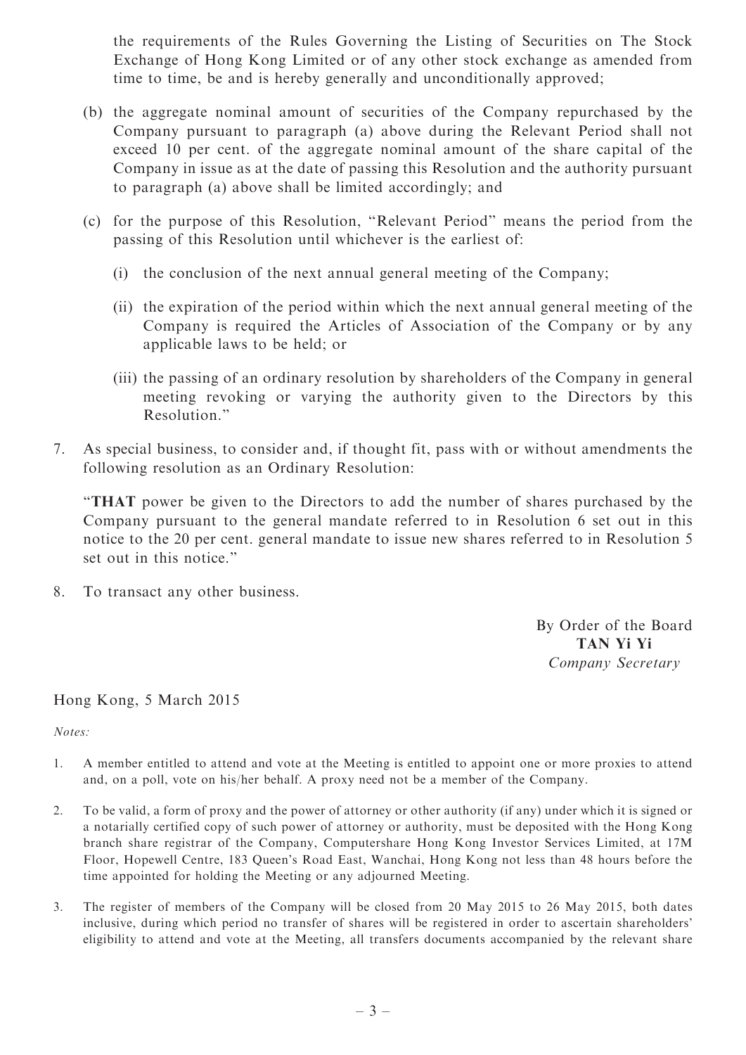the requirements of the Rules Governing the Listing of Securities on The Stock Exchange of Hong Kong Limited or of any other stock exchange as amended from time to time, be and is hereby generally and unconditionally approved;

(b) the aggregate nominal amount of securities of the Company repurchased by the Company pursuant to paragraph (a) above during the Relevant Period shall not exceed 10 per cent. of the aggregate nominal amount of the share capital of the Company in issue as at the date of passing this Resolution and the authority pursuant to paragraph (a) above shall be limited accordingly; and

(c) for the purpose of this Resolution, "Relevant Period" means the period from the passing of this Resolution until whichever is the earliest of:

(i) the conclusion of the next annual general meeting of the Company;

(ii) the expiration of the period within which the next annual general meeting of the Company is required the Articles of Association of the Company or by any applicable laws to be held; or

(iii) the passing of an ordinary resolution by shareholders of the Company in general meeting revoking or varying the authority given to the Directors by this Resolution."

7. As special business, to consider and, if thought fit, pass with or without amendments the following resolution as an Ordinary Resolution:

"**THAT** power be given to the Directors to add the number of shares purchased by the Company pursuant to the general mandate referred to in Resolution 6 set out in this notice to the 20 per cent. general mandate to issue new shares referred to in Resolution 5 set out in this notice."

8. To transact any other business.

By Order of the Board
**TAN Yi Yi**
*Company Secretary*

Hong Kong, 5 March 2015

*Notes:*

1. A member entitled to attend and vote at the Meeting is entitled to appoint one or more proxies to attend and, on a poll, vote on his/her behalf. A proxy need not be a member of the Company.

2. To be valid, a form of proxy and the power of attorney or other authority (if any) under which it is signed or a notarially certified copy of such power of attorney or authority, must be deposited with the Hong Kong branch share registrar of the Company, Computershare Hong Kong Investor Services Limited, at 17M Floor, Hopewell Centre, 183 Queen's Road East, Wanchai, Hong Kong not less than 48 hours before the time appointed for holding the Meeting or any adjourned Meeting.

3. The register of members of the Company will be closed from 20 May 2015 to 26 May 2015, both dates inclusive, during which period no transfer of shares will be registered in order to ascertain shareholders' eligibility to attend and vote at the Meeting, all transfers documents accompanied by the relevant share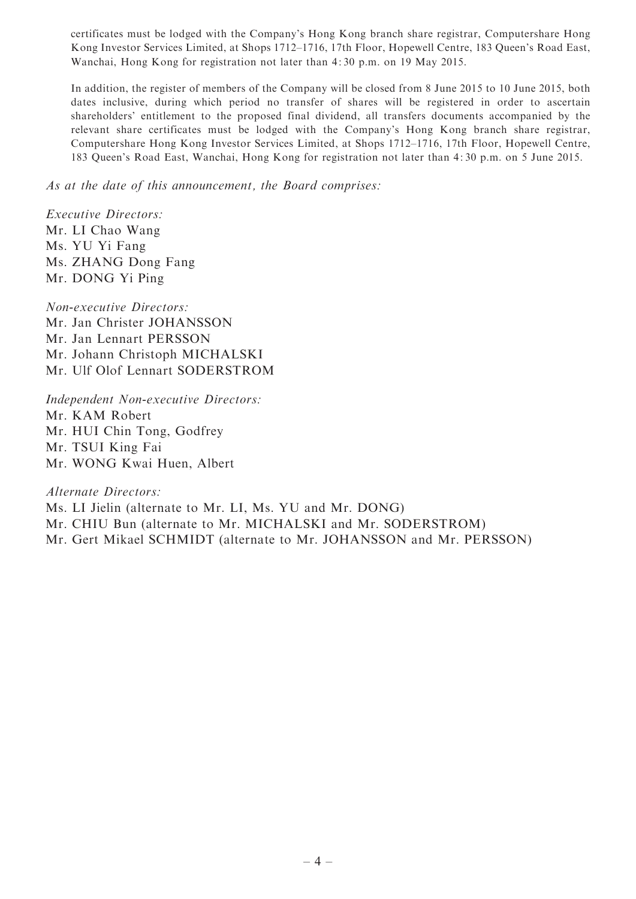certificates must be lodged with the Company's Hong Kong branch share registrar, Computershare Hong Kong Investor Services Limited, at Shops 1712–1716, 17th Floor, Hopewell Centre, 183 Queen's Road East, Wanchai, Hong Kong for registration not later than 4:30 p.m. on 19 May 2015.

In addition, the register of members of the Company will be closed from 8 June 2015 to 10 June 2015, both dates inclusive, during which period no transfer of shares will be registered in order to ascertain shareholders' entitlement to the proposed final dividend, all transfers documents accompanied by the relevant share certificates must be lodged with the Company's Hong Kong branch share registrar, Computershare Hong Kong Investor Services Limited, at Shops 1712–1716, 17th Floor, Hopewell Centre, 183 Queen's Road East, Wanchai, Hong Kong for registration not later than 4:30 p.m. on 5 June 2015.

*As at the date of this announcement, the Board comprises:*

*Executive Directors:*
Mr. LI Chao Wang
Ms. YU Yi Fang
Ms. ZHANG Dong Fang
Mr. DONG Yi Ping

*Non-executive Directors:*
Mr. Jan Christer JOHANSSON
Mr. Jan Lennart PERSSON
Mr. Johann Christoph MICHALSKI
Mr. Ulf Olof Lennart SODERSTROM

*Independent Non-executive Directors:*
Mr. KAM Robert
Mr. HUI Chin Tong, Godfrey
Mr. TSUI King Fai
Mr. WONG Kwai Huen, Albert

*Alternate Directors:*
Ms. LI Jielin (alternate to Mr. LI, Ms. YU and Mr. DONG)
Mr. CHIU Bun (alternate to Mr. MICHALSKI and Mr. SODERSTROM)
Mr. Gert Mikael SCHMIDT (alternate to Mr. JOHANSSON and Mr. PERSSON)